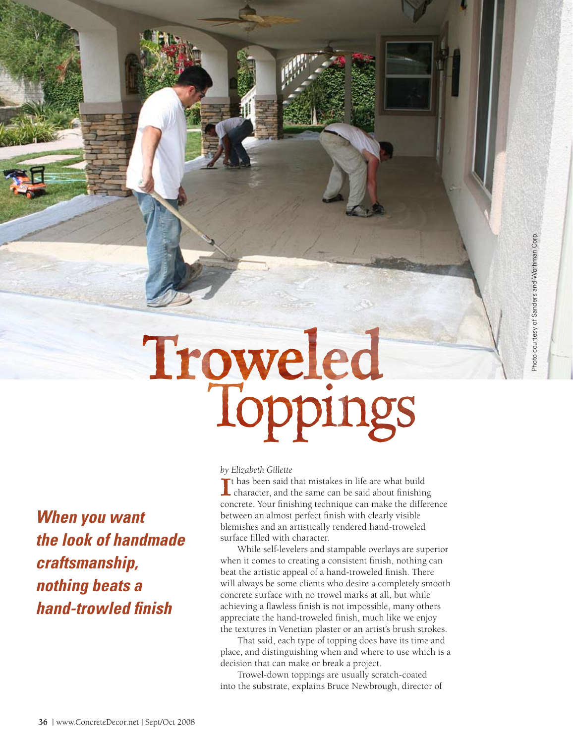Photo courtesy of Sanders and Worhman Corp.

# Troweled Toppings

***When you want the look of handmade craftsmanship, nothing beats a hand-trowled finish***

*by Elizabeth Gillette*

It has been said that mistakes in life are what build character, and the same can be said about finishing concrete. Your finishing technique can make the difference between an almost perfect finish with clearly visible blemishes and an artistically rendered hand-troweled surface filled with character.

While self-levelers and stampable overlays are superior when it comes to creating a consistent finish, nothing can beat the artistic appeal of a hand-troweled finish. There will always be some clients who desire a completely smooth concrete surface with no trowel marks at all, but while achieving a flawless finish is not impossible, many others appreciate the hand-troweled finish, much like we enjoy the textures in Venetian plaster or an artist's brush strokes.

That said, each type of topping does have its time and place, and distinguishing when and where to use which is a decision that can make or break a project.

Trowel-down toppings are usually scratch-coated into the substrate, explains Bruce Newbrough, director of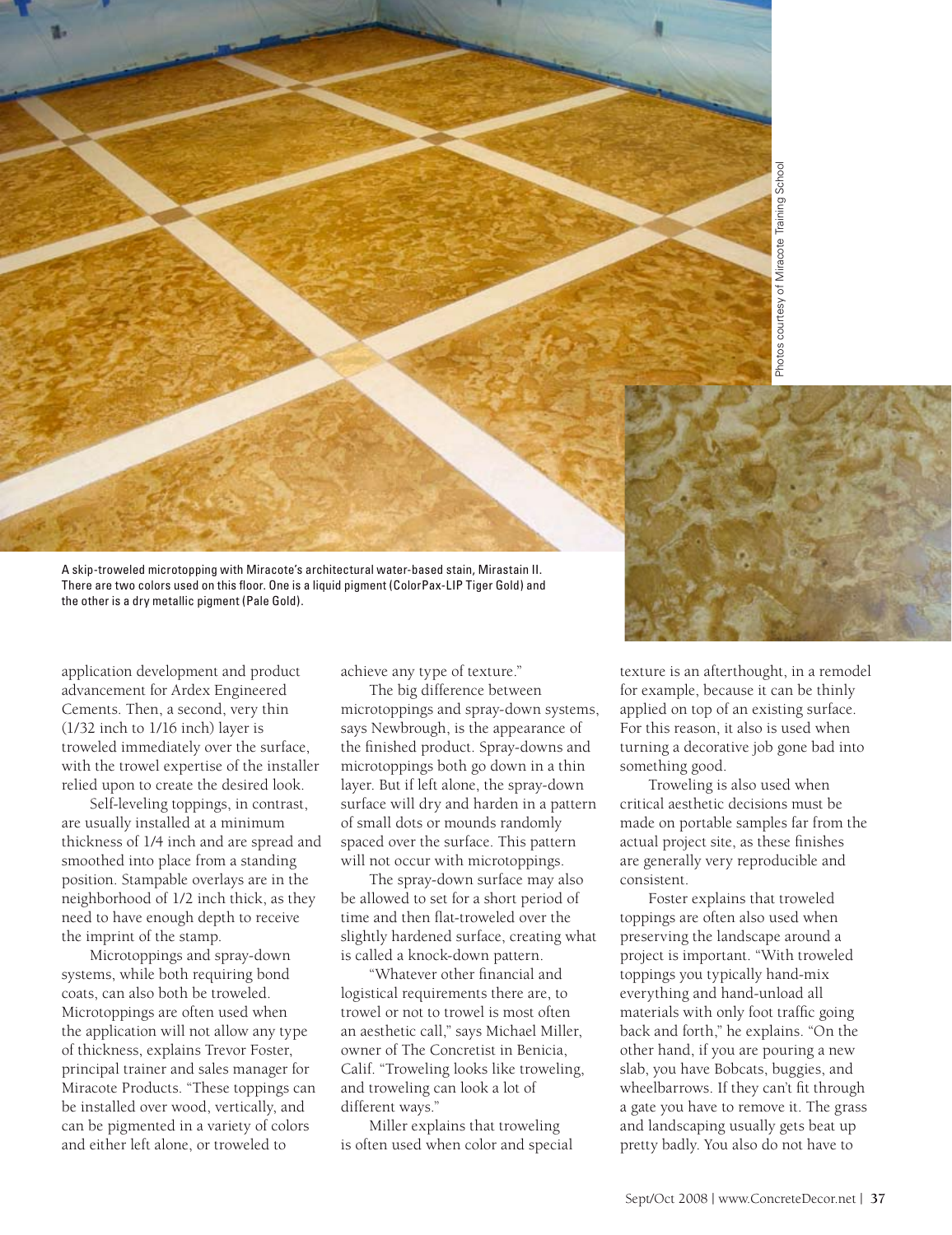A skip-troweled microtopping with Miracote's architectural water-based stain, Mirastain II. There are two colors used on this floor. One is a liquid pigment (ColorPax-LIP Tiger Gold) and the other is a dry metallic pigment (Pale Gold).

Photos courtesy of Miracote Training School

application development and product advancement for Ardex Engineered Cements. Then, a second, very thin (1/32 inch to 1/16 inch) layer is troweled immediately over the surface, with the trowel expertise of the installer relied upon to create the desired look.

Self-leveling toppings, in contrast, are usually installed at a minimum thickness of 1/4 inch and are spread and smoothed into place from a standing position. Stampable overlays are in the neighborhood of 1/2 inch thick, as they need to have enough depth to receive the imprint of the stamp.

Microtoppings and spray-down systems, while both requiring bond coats, can also both be troweled. Microtoppings are often used when the application will not allow any type of thickness, explains Trevor Foster, principal trainer and sales manager for Miracote Products. "These toppings can be installed over wood, vertically, and can be pigmented in a variety of colors and either left alone, or troweled to achieve any type of texture."

The big difference between microtoppings and spray-down systems, says Newbrough, is the appearance of the finished product. Spray-downs and microtoppings both go down in a thin layer. But if left alone, the spray-down surface will dry and harden in a pattern of small dots or mounds randomly spaced over the surface. This pattern will not occur with microtoppings.

The spray-down surface may also be allowed to set for a short period of time and then flat-troweled over the slightly hardened surface, creating what is called a knock-down pattern.

"Whatever other financial and logistical requirements there are, to trowel or not to trowel is most often an aesthetic call," says Michael Miller, owner of The Concretist in Benicia, Calif. "Troweling looks like troweling, and troweling can look a lot of different ways."

Miller explains that troweling is often used when color and special texture is an afterthought, in a remodel for example, because it can be thinly applied on top of an existing surface. For this reason, it also is used when turning a decorative job gone bad into something good.

Troweling is also used when critical aesthetic decisions must be made on portable samples far from the actual project site, as these finishes are generally very reproducible and consistent.

Foster explains that troweled toppings are often also used when preserving the landscape around a project is important. "With troweled toppings you typically hand-mix everything and hand-unload all materials with only foot traffic going back and forth," he explains. "On the other hand, if you are pouring a new slab, you have Bobcats, buggies, and wheelbarrows. If they can't fit through a gate you have to remove it. The grass and landscaping usually gets beat up pretty badly. You also do not have to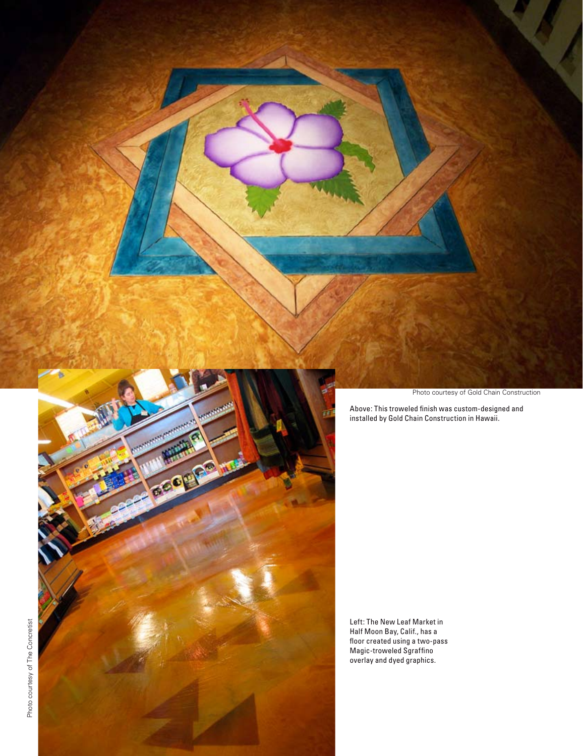Photo courtesy of Gold Chain Construction

Above: This troweled finish was custom-designed and installed by Gold Chain Construction in Hawaii.

Photo courtesy of The Concretist

Left: The New Leaf Market in Half Moon Bay, Calif., has a floor created using a two-pass Magic-troweled Sgraffino overlay and dyed graphics.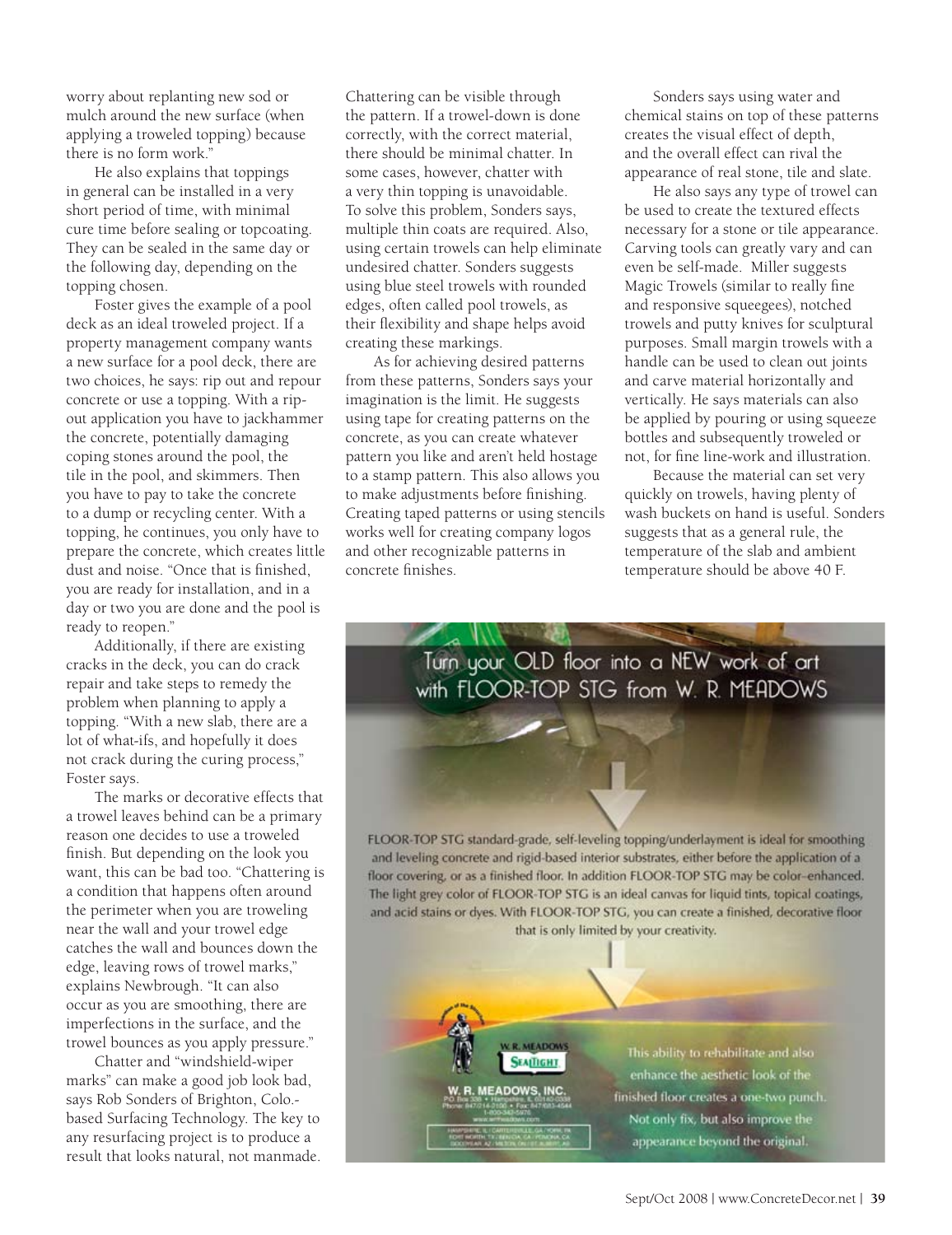worry about replanting new sod or mulch around the new surface (when applying a troweled topping) because there is no form work."

He also explains that toppings in general can be installed in a very short period of time, with minimal cure time before sealing or topcoating. They can be sealed in the same day or the following day, depending on the topping chosen.

Foster gives the example of a pool deck as an ideal troweled project. If a property management company wants a new surface for a pool deck, there are two choices, he says: rip out and repour concrete or use a topping. With a rip-out application you have to jackhammer the concrete, potentially damaging coping stones around the pool, the tile in the pool, and skimmers. Then you have to pay to take the concrete to a dump or recycling center. With a topping, he continues, you only have to prepare the concrete, which creates little dust and noise. "Once that is finished, you are ready for installation, and in a day or two you are done and the pool is ready to reopen."

Additionally, if there are existing cracks in the deck, you can do crack repair and take steps to remedy the problem when planning to apply a topping. "With a new slab, there are a lot of what-ifs, and hopefully it does not crack during the curing process," Foster says.

The marks or decorative effects that a trowel leaves behind can be a primary reason one decides to use a troweled finish. But depending on the look you want, this can be bad too. "Chattering is a condition that happens often around the perimeter when you are troweling near the wall and your trowel edge catches the wall and bounces down the edge, leaving rows of trowel marks," explains Newbrough. "It can also occur as you are smoothing, there are imperfections in the surface, and the trowel bounces as you apply pressure."

Chatter and "windshield-wiper marks" can make a good job look bad, says Rob Sonders of Brighton, Colo.-based Surfacing Technology. The key to any resurfacing project is to produce a result that looks natural, not manmade. Chattering can be visible through the pattern. If a trowel-down is done correctly, with the correct material, there should be minimal chatter. In some cases, however, chatter with a very thin topping is unavoidable. To solve this problem, Sonders says, multiple thin coats are required. Also, using certain trowels can help eliminate undesired chatter. Sonders suggests using blue steel trowels with rounded edges, often called pool trowels, as their flexibility and shape helps avoid creating these markings.

As for achieving desired patterns from these patterns, Sonders says your imagination is the limit. He suggests using tape for creating patterns on the concrete, as you can create whatever pattern you like and aren't held hostage to a stamp pattern. This also allows you to make adjustments before finishing. Creating taped patterns or using stencils works well for creating company logos and other recognizable patterns in concrete finishes.

Sonders says using water and chemical stains on top of these patterns creates the visual effect of depth, and the overall effect can rival the appearance of real stone, tile and slate.

He also says any type of trowel can be used to create the textured effects necessary for a stone or tile appearance. Carving tools can greatly vary and can even be self-made. Miller suggests Magic Trowels (similar to really fine and responsive squeegees), notched trowels and putty knives for sculptural purposes. Small margin trowels with a handle can be used to clean out joints and carve material horizontally and vertically. He says materials can also be applied by pouring or using squeeze bottles and subsequently troweled or not, for fine line-work and illustration.

Because the material can set very quickly on trowels, having plenty of wash buckets on hand is useful. Sonders suggests that as a general rule, the temperature of the slab and ambient temperature should be above 40 F.

Turn your OLD floor into a NEW work of art with FLOOR-TOP STG from W. R. MEADOWS

FLOOR-TOP STG standard-grade, self-leveling topping/underlayment is ideal for smoothing and leveling concrete and rigid-based interior substrates, either before the application of a floor covering, or as a finished floor. In addition FLOOR-TOP STG may be color-enhanced. The light grey color of FLOOR-TOP STG is an ideal canvas for liquid tints, topical coatings, and acid stains or dyes. With FLOOR-TOP STG, you can create a finished, decorative floor that is only limited by your creativity.

W. R. MEADOWS SEALTIGHT

W. R. MEADOWS, INC.
P.O. Box 338 • Hampshire, IL 60140-0338
Phone: 847/214-2100 • Fax: 847/683-4544
1-800-342-5976
www.wrmeadows.com

This ability to rehabilitate and also enhance the aesthetic look of the finished floor creates a one-two punch. Not only fix, but also improve the appearance beyond the original.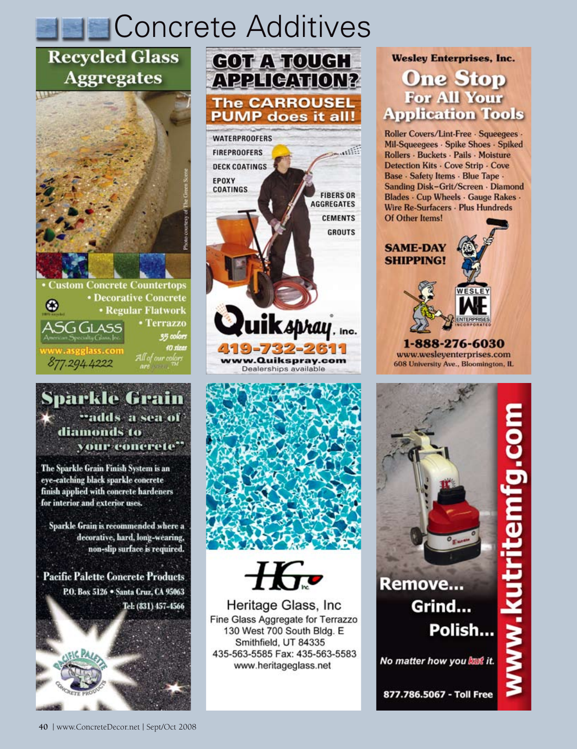# Concrete Additives

## Recycled Glass Aggregates

Photo courtesy of The Green Scene

- Custom Concrete Countertops
- Decorative Concrete
- Regular Flatwork
- Terrazzo

35 colors
10 sizes

ASG GLASS
American Specialty Glass, Inc.
www.asgglass.com
877.294.4222

All of our colors are green.™

## GOT A TOUGH APPLICATION?

**The CARROUSEL PUMP does it all!**

WATERPROOFERS
FIREPROOFERS
DECK COATINGS
EPOXY COATINGS
FIBERS OR AGGREGATES
CEMENTS
GROUTS

Quikspray, inc.
419-732-2611
www.Quikspray.com
Dealerships available

## Wesley Enterprises, Inc.

### One Stop For All Your Application Tools

Roller Covers/Lint-Free · Squeegees · Mil-Squeegees · Spike Shoes · Spiked Rollers · Buckets · Pails · Moisture Detection Kits · Cove Strip · Cove Base · Safety Items · Blue Tape · Sanding Disk–Grit/Screen · Diamond Blades · Cup Wheels · Gauge Rakes · Wire Re-Surfacers · Plus Hundreds Of Other Items!

**SAME-DAY SHIPPING!**

WESLEY ENTERPRISES INCORPORATED

1-888-276-6030
www.wesleyenterprises.com
608 University Ave., Bloomington, IL

## Sparkle Grain

"adds a sea of diamonds to your concrete"

The Sparkle Grain Finish System is an eye-catching black sparkle concrete finish applied with concrete hardeners for interior and exterior uses.

Sparkle Grain is recommended where a decorative, hard, long-wearing, non-slip surface is required.

Pacific Palette Concrete Products
P.O. Box 5126 • Santa Cruz, CA 95063
Tel: (831) 457-4566

## Heritage Glass, Inc

Fine Glass Aggregate for Terrazzo
130 West 700 South Bldg. E
Smithfield, UT 84335
435-563-5585 Fax: 435-563-5583
www.heritageglass.net

## www.kutritemfg.com

Remove... Grind... Polish...

*No matter how you kut it.*

877.786.5067 - Toll Free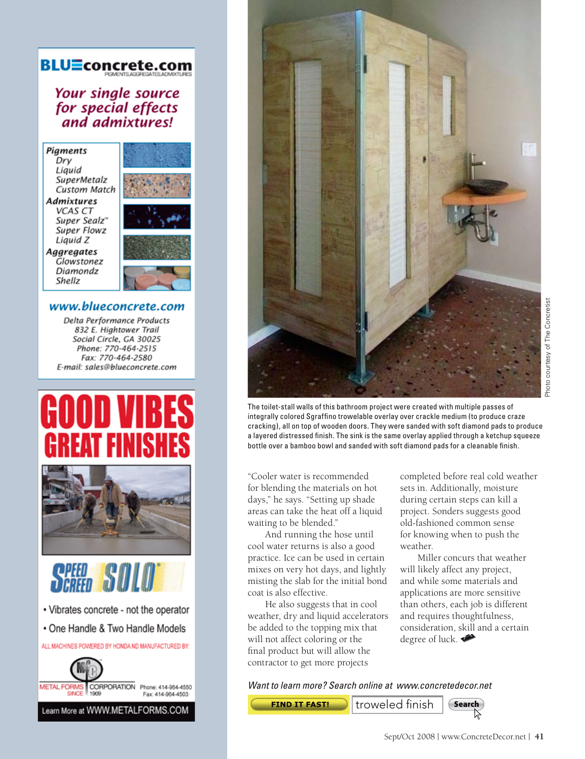The toilet-stall walls of this bathroom project were created with multiple passes of integrally colored Sgraffino trowelable overlay over crackle medium (to produce craze cracking), all on top of wooden doors. They were sanded with soft diamond pads to produce a layered distressed finish. The sink is the same overlay applied through a ketchup squeeze bottle over a bamboo bowl and sanded with soft diamond pads for a cleanable finish.

Photo courtesy of The Concretist

"Cooler water is recommended for blending the materials on hot days," he says. "Setting up shade areas can take the heat off a liquid waiting to be blended."

And running the hose until cool water returns is also a good practice. Ice can be used in certain mixes on very hot days, and lightly misting the slab for the initial bond coat is also effective.

He also suggests that in cool weather, dry and liquid accelerators be added to the topping mix that will not affect coloring or the final product but will allow the contractor to get more projects completed before real cold weather sets in. Additionally, moisture during certain steps can kill a project. Sonders suggests good old-fashioned common sense for knowing when to push the weather.

Miller concurs that weather will likely affect any project, and while some materials and applications are more sensitive than others, each job is different and requires thoughtfulness, consideration, skill and a certain degree of luck.

*Want to learn more? Search online at www.concretedecor.net*

FIND IT FAST! | troweled finish | Search

---

# BLUEconcrete.com

PIGMENTS AGGREGATES ADMIXTURES

*Your single source for special effects and admixtures!*

**Pigments**
- Dry
- Liquid
- SuperMetalz
- Custom Match

**Admixtures**
- VCAS CT
- Super Sealz™
- Super Flowz
- Liquid Z

**Aggregates**
- Glowstonez
- Diamondz
- Shellz

**www.blueconcrete.com**

Delta Performance Products
832 E. Hightower Trail
Social Circle, GA 30025
Phone: 770-464-2515
Fax: 770-464-2580
E-mail: sales@blueconcrete.com

---

# GOOD VIBES GREAT FINISHES

SPEED SCREED SOLO®

- Vibrates concrete - not the operator
- One Handle & Two Handle Models

ALL MACHINES POWERED BY HONDA AND MANUFACTURED BY:

METAL FORMS CORPORATION SINCE 1909
Phone: 414-964-4550
Fax: 414-964-4503

Learn More at WWW.METALFORMS.COM